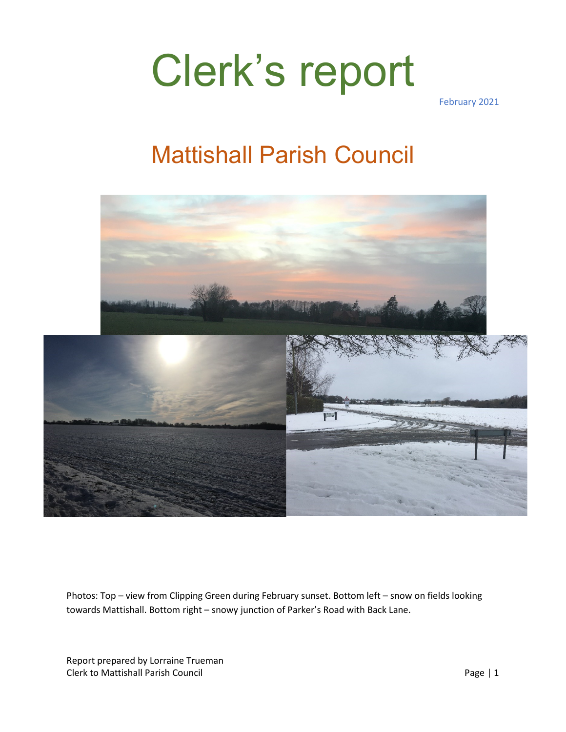# Clerk's report

February 2021

## Mattishall Parish Council

Photos: Top – view from Clipping Green during February sunset. Bottom left – snow on fields looking towards Mattishall. Bottom right – snowy junction of Parker's Road with Back Lane.

Report prepared by Lorraine Trueman
Clerk to Mattishall Parish Council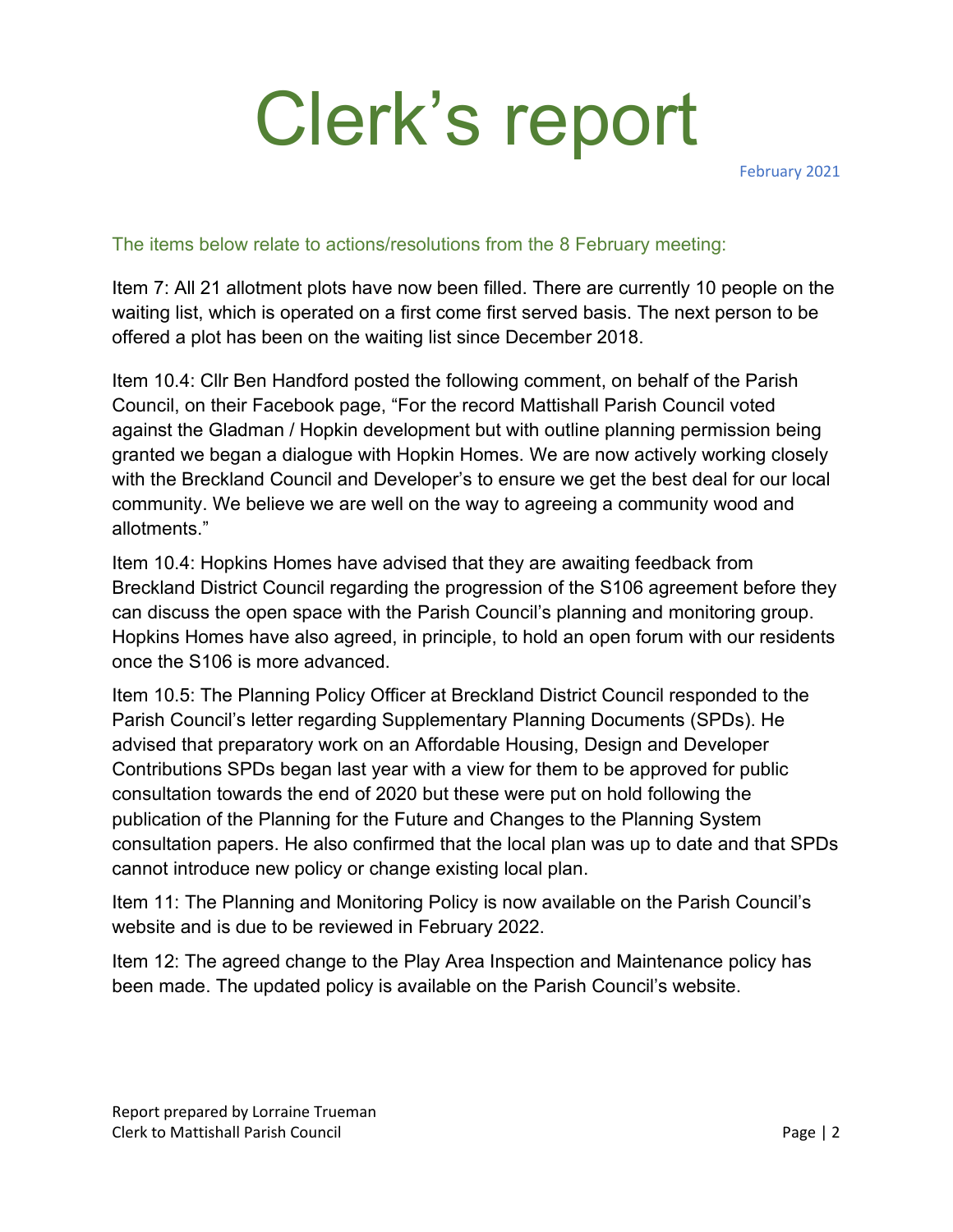# Clerk's report

February 2021

The items below relate to actions/resolutions from the 8 February meeting:

Item 7: All 21 allotment plots have now been filled. There are currently 10 people on the waiting list, which is operated on a first come first served basis. The next person to be offered a plot has been on the waiting list since December 2018.

Item 10.4: Cllr Ben Handford posted the following comment, on behalf of the Parish Council, on their Facebook page, "For the record Mattishall Parish Council voted against the Gladman / Hopkin development but with outline planning permission being granted we began a dialogue with Hopkin Homes. We are now actively working closely with the Breckland Council and Developer's to ensure we get the best deal for our local community. We believe we are well on the way to agreeing a community wood and allotments."

Item 10.4: Hopkins Homes have advised that they are awaiting feedback from Breckland District Council regarding the progression of the S106 agreement before they can discuss the open space with the Parish Council's planning and monitoring group. Hopkins Homes have also agreed, in principle, to hold an open forum with our residents once the S106 is more advanced.

Item 10.5: The Planning Policy Officer at Breckland District Council responded to the Parish Council's letter regarding Supplementary Planning Documents (SPDs). He advised that preparatory work on an Affordable Housing, Design and Developer Contributions SPDs began last year with a view for them to be approved for public consultation towards the end of 2020 but these were put on hold following the publication of the Planning for the Future and Changes to the Planning System consultation papers. He also confirmed that the local plan was up to date and that SPDs cannot introduce new policy or change existing local plan.

Item 11: The Planning and Monitoring Policy is now available on the Parish Council's website and is due to be reviewed in February 2022.

Item 12: The agreed change to the Play Area Inspection and Maintenance policy has been made. The updated policy is available on the Parish Council's website.

Report prepared by Lorraine Trueman
Clerk to Mattishall Parish Council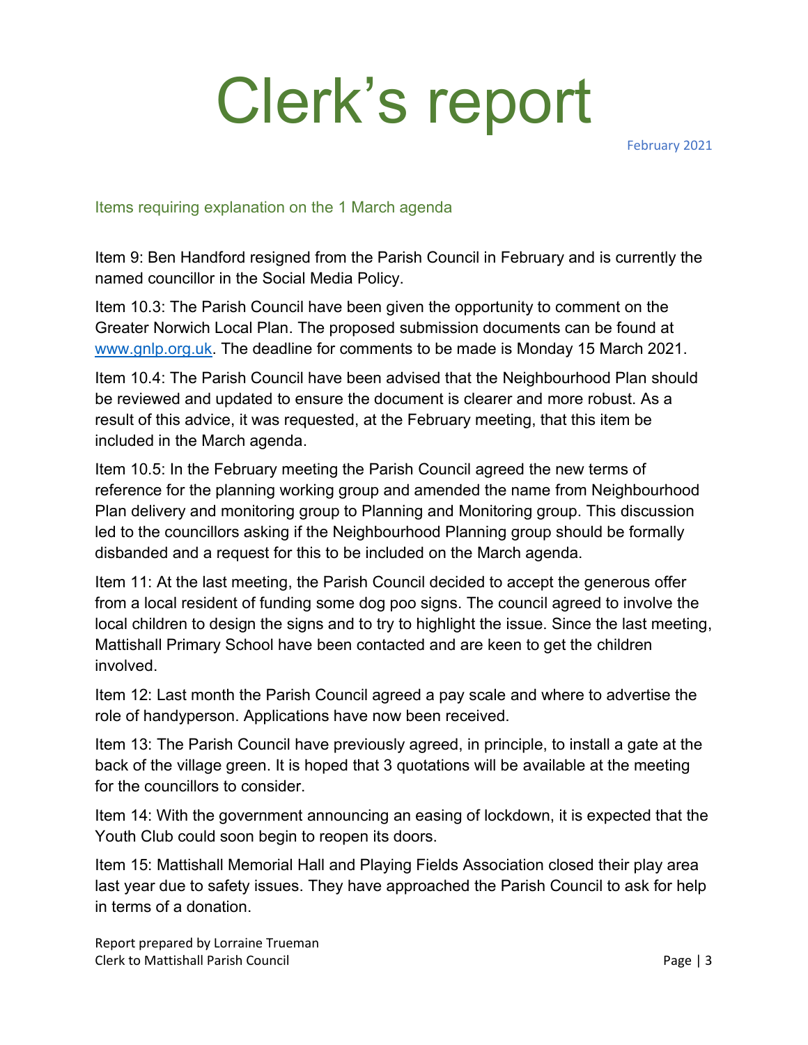# Clerk's report

February 2021

## Items requiring explanation on the 1 March agenda

Item 9: Ben Handford resigned from the Parish Council in February and is currently the named councillor in the Social Media Policy.

Item 10.3: The Parish Council have been given the opportunity to comment on the Greater Norwich Local Plan. The proposed submission documents can be found at [www.gnlp.org.uk](http://www.gnlp.org.uk). The deadline for comments to be made is Monday 15 March 2021.

Item 10.4: The Parish Council have been advised that the Neighbourhood Plan should be reviewed and updated to ensure the document is clearer and more robust. As a result of this advice, it was requested, at the February meeting, that this item be included in the March agenda.

Item 10.5: In the February meeting the Parish Council agreed the new terms of reference for the planning working group and amended the name from Neighbourhood Plan delivery and monitoring group to Planning and Monitoring group. This discussion led to the councillors asking if the Neighbourhood Planning group should be formally disbanded and a request for this to be included on the March agenda.

Item 11: At the last meeting, the Parish Council decided to accept the generous offer from a local resident of funding some dog poo signs. The council agreed to involve the local children to design the signs and to try to highlight the issue. Since the last meeting, Mattishall Primary School have been contacted and are keen to get the children involved.

Item 12: Last month the Parish Council agreed a pay scale and where to advertise the role of handyperson. Applications have now been received.

Item 13: The Parish Council have previously agreed, in principle, to install a gate at the back of the village green. It is hoped that 3 quotations will be available at the meeting for the councillors to consider.

Item 14: With the government announcing an easing of lockdown, it is expected that the Youth Club could soon begin to reopen its doors.

Item 15: Mattishall Memorial Hall and Playing Fields Association closed their play area last year due to safety issues. They have approached the Parish Council to ask for help in terms of a donation.

Report prepared by Lorraine Trueman
Clerk to Mattishall Parish Council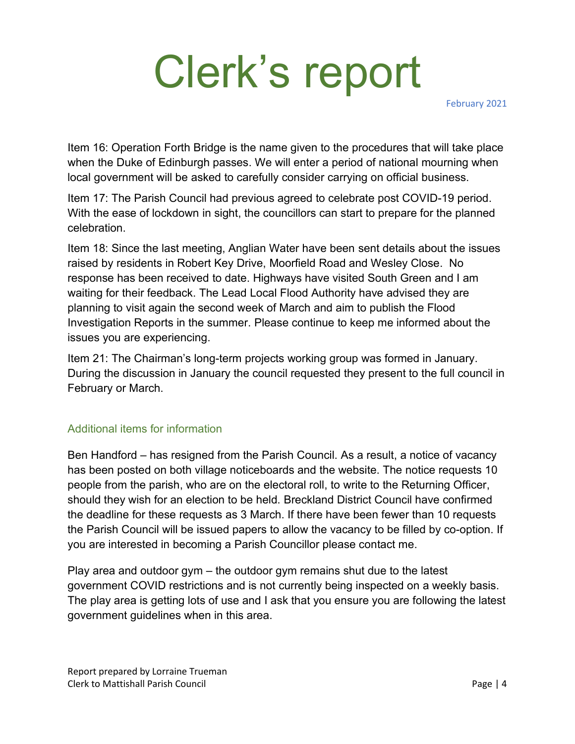# Clerk's report

February 2021

Item 16: Operation Forth Bridge is the name given to the procedures that will take place when the Duke of Edinburgh passes. We will enter a period of national mourning when local government will be asked to carefully consider carrying on official business.

Item 17: The Parish Council had previous agreed to celebrate post COVID-19 period. With the ease of lockdown in sight, the councillors can start to prepare for the planned celebration.

Item 18: Since the last meeting, Anglian Water have been sent details about the issues raised by residents in Robert Key Drive, Moorfield Road and Wesley Close. No response has been received to date. Highways have visited South Green and I am waiting for their feedback. The Lead Local Flood Authority have advised they are planning to visit again the second week of March and aim to publish the Flood Investigation Reports in the summer. Please continue to keep me informed about the issues you are experiencing.

Item 21: The Chairman's long-term projects working group was formed in January. During the discussion in January the council requested they present to the full council in February or March.

## Additional items for information

Ben Handford – has resigned from the Parish Council. As a result, a notice of vacancy has been posted on both village noticeboards and the website. The notice requests 10 people from the parish, who are on the electoral roll, to write to the Returning Officer, should they wish for an election to be held. Breckland District Council have confirmed the deadline for these requests as 3 March. If there have been fewer than 10 requests the Parish Council will be issued papers to allow the vacancy to be filled by co-option. If you are interested in becoming a Parish Councillor please contact me.

Play area and outdoor gym – the outdoor gym remains shut due to the latest government COVID restrictions and is not currently being inspected on a weekly basis. The play area is getting lots of use and I ask that you ensure you are following the latest government guidelines when in this area.

Report prepared by Lorraine Trueman
Clerk to Mattishall Parish Council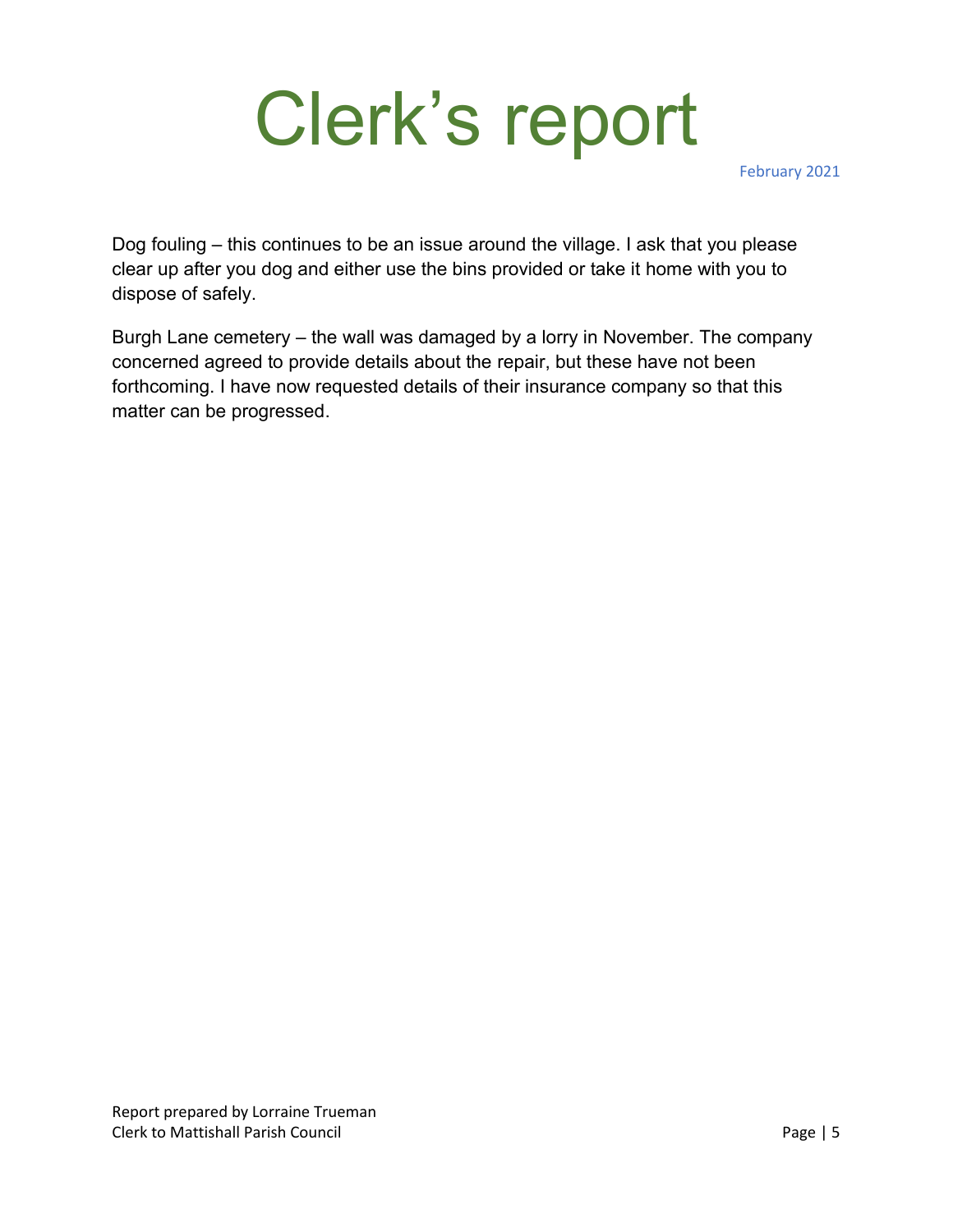# Clerk's report

February 2021

Dog fouling – this continues to be an issue around the village. I ask that you please clear up after you dog and either use the bins provided or take it home with you to dispose of safely.

Burgh Lane cemetery – the wall was damaged by a lorry in November. The company concerned agreed to provide details about the repair, but these have not been forthcoming. I have now requested details of their insurance company so that this matter can be progressed.

Report prepared by Lorraine Trueman
Clerk to Mattishall Parish Council